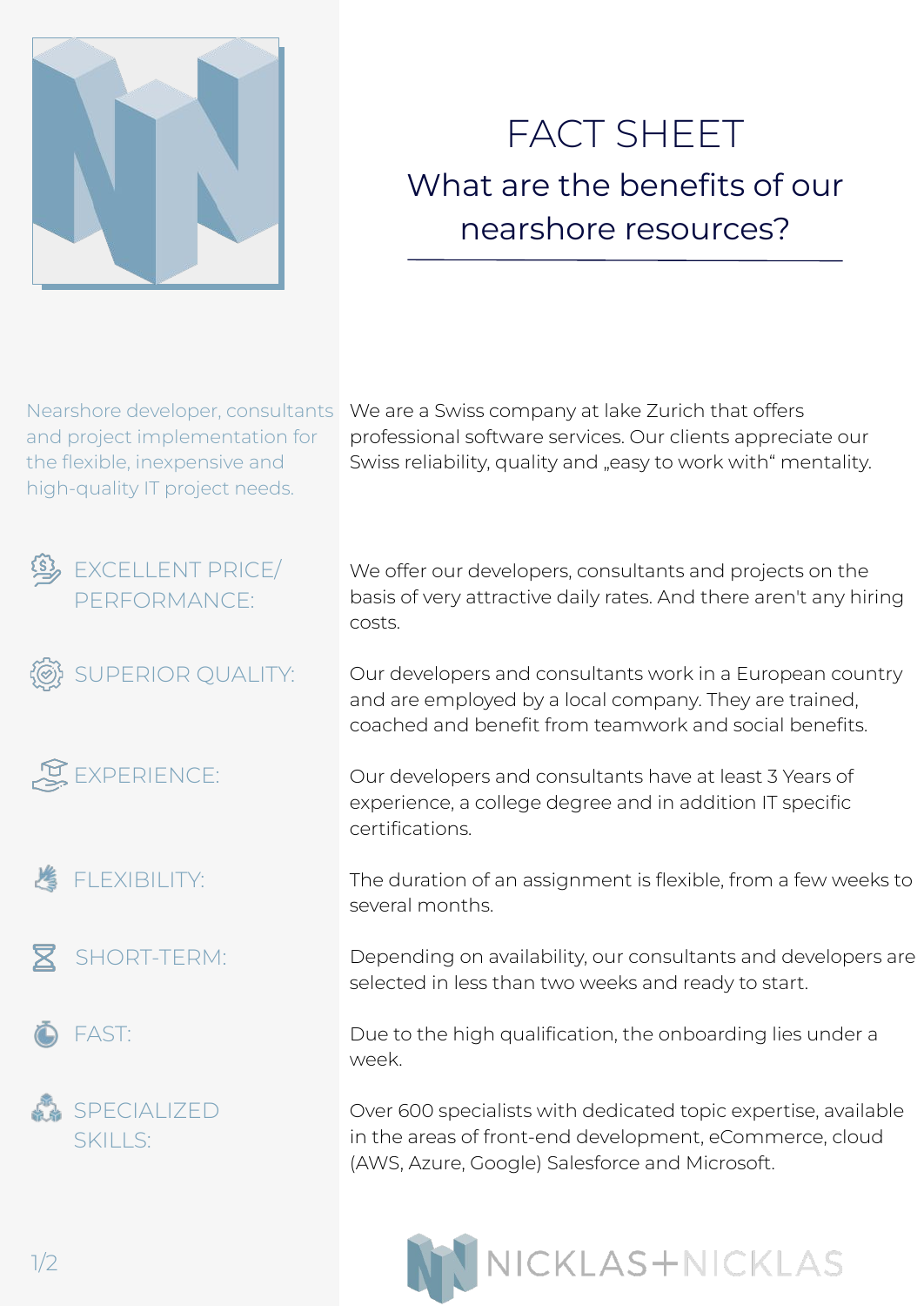# FACT SHEET

## What are the benefits of our nearshore resources?

Nearshore developer, consultants and project implementation for the flexible, inexpensive and high-quality IT project needs.

We are a Swiss company at lake Zurich that offers professional software services. Our clients appreciate our Swiss reliability, quality and „easy to work with" mentality.

| | |
|---|---|
| EXCELLENT PRICE/ PERFORMANCE: | We offer our developers, consultants and projects on the basis of very attractive daily rates. And there aren't any hiring costs. |
| SUPERIOR QUALITY: | Our developers and consultants work in a European country and are employed by a local company. They are trained, coached and benefit from teamwork and social benefits. |
| EXPERIENCE: | Our developers and consultants have at least 3 Years of experience, a college degree and in addition IT specific certifications. |
| FLEXIBILITY: | The duration of an assignment is flexible, from a few weeks to several months. |
| SHORT-TERM: | Depending on availability, our consultants and developers are selected in less than two weeks and ready to start. |
| FAST: | Due to the high qualification, the onboarding lies under a week. |
| SPECIALIZED SKILLS: | Over 600 specialists with dedicated topic expertise, available in the areas of front-end development, eCommerce, cloud (AWS, Azure, Google) Salesforce and Microsoft. |

NICKLAS+NICKLAS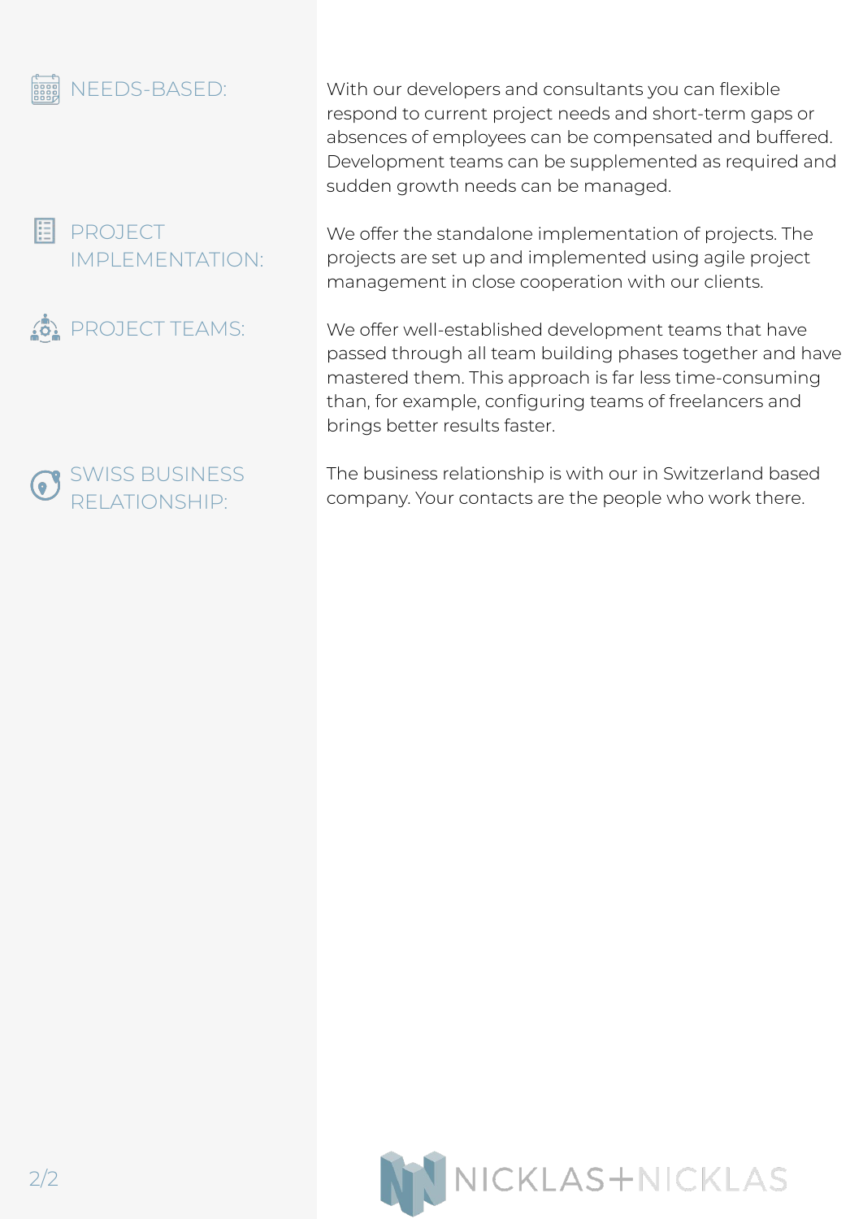**NEEDS-BASED:**

With our developers and consultants you can flexible respond to current project needs and short-term gaps or absences of employees can be compensated and buffered. Development teams can be supplemented as required and sudden growth needs can be managed.

**PROJECT IMPLEMENTATION:**

We offer the standalone implementation of projects. The projects are set up and implemented using agile project management in close cooperation with our clients.

**PROJECT TEAMS:**

We offer well-established development teams that have passed through all team building phases together and have mastered them. This approach is far less time-consuming than, for example, configuring teams of freelancers and brings better results faster.

**SWISS BUSINESS RELATIONSHIP:**

The business relationship is with our in Switzerland based company. Your contacts are the people who work there.

NICKLAS+NICKLAS